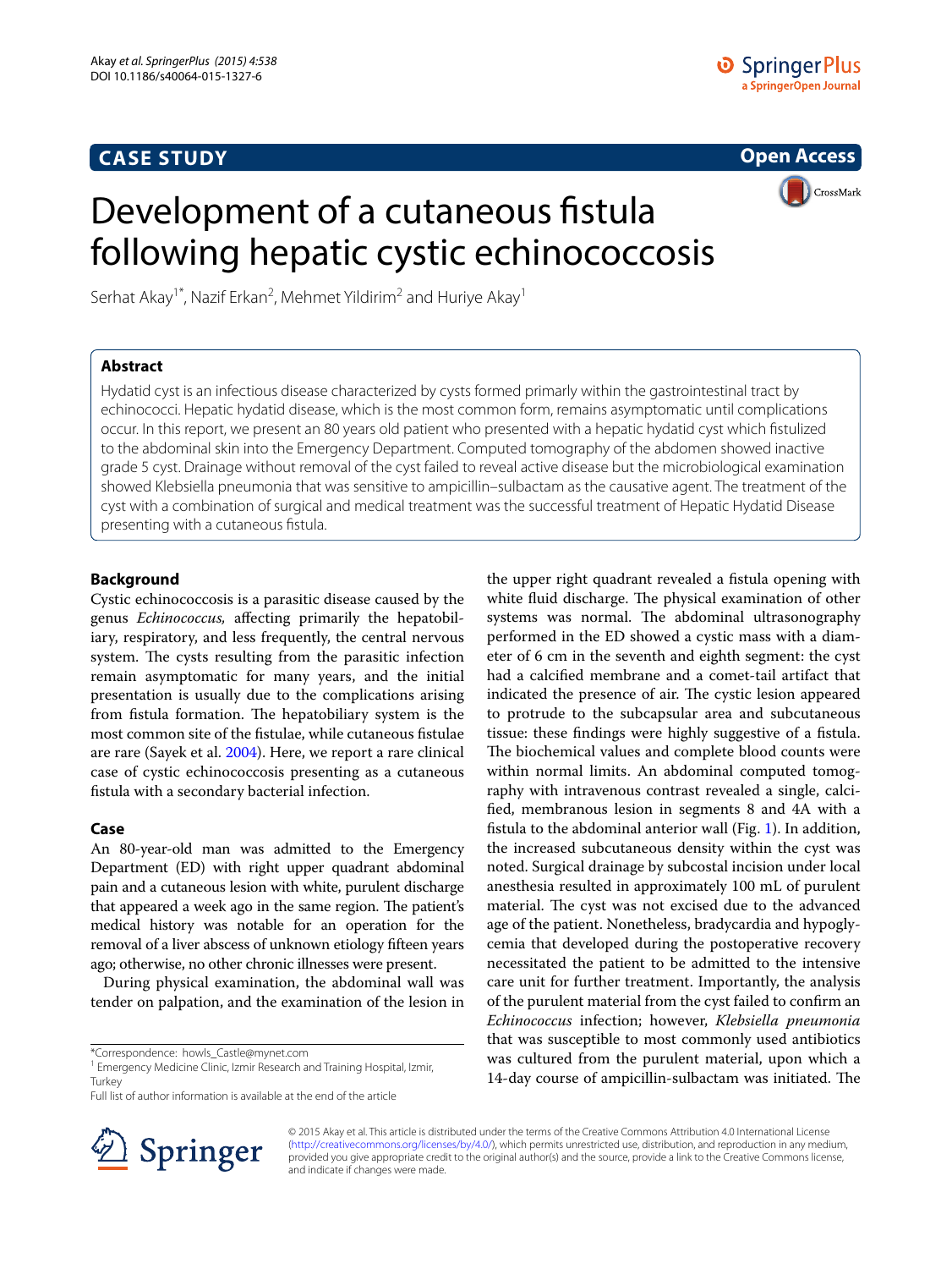CASE STUDY

Open Access

# Development of a cutaneous fistula following hepatic cystic echinococcosis

Serhat Akay[1*], Nazif Erkan[2], Mehmet Yildirim[2] and Huriye Akay[1]

## Abstract

Hydatid cyst is an infectious disease characterized by cysts formed primarily within the gastrointestinal tract by echinococci. Hepatic hydatid disease, which is the most common form, remains asymptomatic until complications occur. In this report, we present an 80 years old patient who presented with a hepatic hydatid cyst which fistulized to the abdominal skin into the Emergency Department. Computed tomography of the abdomen showed inactive grade 5 cyst. Drainage without removal of the cyst failed to reveal active disease but the microbiological examination showed Klebsiella pneumonia that was sensitive to ampicillin–sulbactam as the causative agent. The treatment of the cyst with a combination of surgical and medical treatment was the successful treatment of Hepatic Hydatid Disease presenting with a cutaneous fistula.

## Background

Cystic echinococcosis is a parasitic disease caused by the genus *Echinococcus,* affecting primarily the hepatobiliary, respiratory, and less frequently, the central nervous system. The cysts resulting from the parasitic infection remain asymptomatic for many years, and the initial presentation is usually due to the complications arising from fistula formation. The hepatobiliary system is the most common site of the fistulae, while cutaneous fistulae are rare (Sayek et al. 2004). Here, we report a rare clinical case of cystic echinococcosis presenting as a cutaneous fistula with a secondary bacterial infection.

## Case

An 80-year-old man was admitted to the Emergency Department (ED) with right upper quadrant abdominal pain and a cutaneous lesion with white, purulent discharge that appeared a week ago in the same region. The patient's medical history was notable for an operation for the removal of a liver abscess of unknown etiology fifteen years ago; otherwise, no other chronic illnesses were present.

During physical examination, the abdominal wall was tender on palpation, and the examination of the lesion in the upper right quadrant revealed a fistula opening with white fluid discharge. The physical examination of other systems was normal. The abdominal ultrasonography performed in the ED showed a cystic mass with a diameter of 6 cm in the seventh and eighth segment: the cyst had a calcified membrane and a comet-tail artifact that indicated the presence of air. The cystic lesion appeared to protrude to the subcapsular area and subcutaneous tissue: these findings were highly suggestive of a fistula. The biochemical values and complete blood counts were within normal limits. An abdominal computed tomography with intravenous contrast revealed a single, calcified, membranous lesion in segments 8 and 4A with a fistula to the abdominal anterior wall (Fig. 1). In addition, the increased subcutaneous density within the cyst was noted. Surgical drainage by subcostal incision under local anesthesia resulted in approximately 100 mL of purulent material. The cyst was not excised due to the advanced age of the patient. Nonetheless, bradycardia and hypoglycemia that developed during the postoperative recovery necessitated the patient to be admitted to the intensive care unit for further treatment. Importantly, the analysis of the purulent material from the cyst failed to confirm an *Echinococcus* infection; however, *Klebsiella pneumonia* that was susceptible to most commonly used antibiotics was cultured from the purulent material, upon which a 14-day course of ampicillin-sulbactam was initiated. The

*Correspondence: howls_Castle@mynet.com
[1] Emergency Medicine Clinic, Izmir Research and Training Hospital, Izmir, Turkey
Full list of author information is available at the end of the article

© 2015 Akay et al. This article is distributed under the terms of the Creative Commons Attribution 4.0 International License (http://creativecommons.org/licenses/by/4.0/), which permits unrestricted use, distribution, and reproduction in any medium, provided you give appropriate credit to the original author(s) and the source, provide a link to the Creative Commons license, and indicate if changes were made.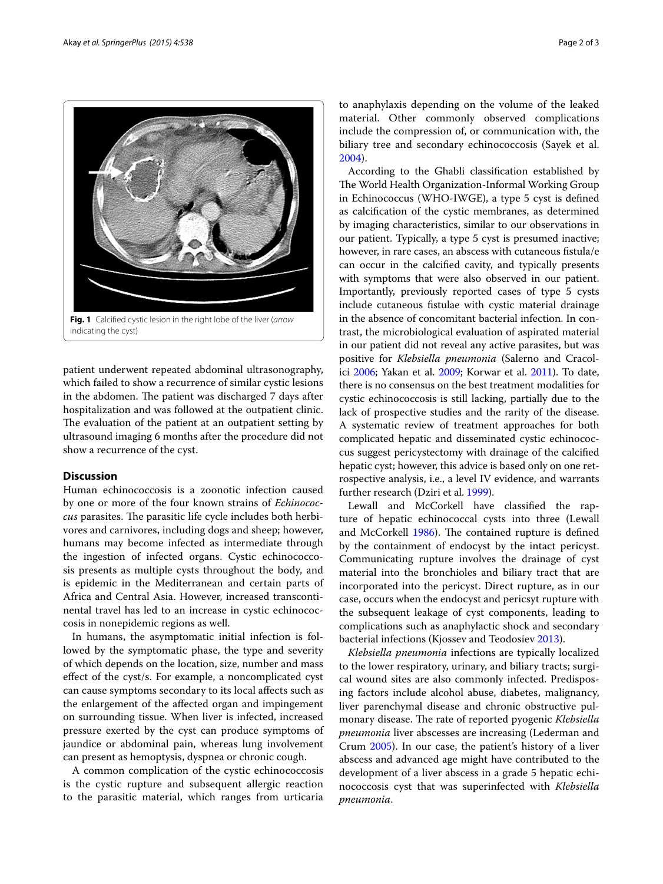Fig. 1 Calcified cystic lesion in the right lobe of the liver (*arrow* indicating the cyst)

patient underwent repeated abdominal ultrasonography, which failed to show a recurrence of similar cystic lesions in the abdomen. The patient was discharged 7 days after hospitalization and was followed at the outpatient clinic. The evaluation of the patient at an outpatient setting by ultrasound imaging 6 months after the procedure did not show a recurrence of the cyst.

## Discussion

Human echinococcosis is a zoonotic infection caused by one or more of the four known strains of *Echinococcus* parasites. The parasitic life cycle includes both herbivores and carnivores, including dogs and sheep; however, humans may become infected as intermediate through the ingestion of infected organs. Cystic echinococcosis presents as multiple cysts throughout the body, and is epidemic in the Mediterranean and certain parts of Africa and Central Asia. However, increased transcontinental travel has led to an increase in cystic echinococcosis in nonepidemic regions as well.

In humans, the asymptomatic initial infection is followed by the symptomatic phase, the type and severity of which depends on the location, size, number and mass effect of the cyst/s. For example, a noncomplicated cyst can cause symptoms secondary to its local affects such as the enlargement of the affected organ and impingement on surrounding tissue. When liver is infected, increased pressure exerted by the cyst can produce symptoms of jaundice or abdominal pain, whereas lung involvement can present as hemoptysis, dyspnea or chronic cough.

A common complication of the cystic echinococcosis is the cystic rupture and subsequent allergic reaction to the parasitic material, which ranges from urticaria to anaphylaxis depending on the volume of the leaked material. Other commonly observed complications include the compression of, or communication with, the biliary tree and secondary echinococcosis (Sayek et al. 2004).

According to the Ghabli classification established by The World Health Organization-Informal Working Group in Echinococcus (WHO-IWGE), a type 5 cyst is defined as calcification of the cystic membranes, as determined by imaging characteristics, similar to our observations in our patient. Typically, a type 5 cyst is presumed inactive; however, in rare cases, an abscess with cutaneous fistula/e can occur in the calcified cavity, and typically presents with symptoms that were also observed in our patient. Importantly, previously reported cases of type 5 cysts include cutaneous fistulae with cystic material drainage in the absence of concomitant bacterial infection. In contrast, the microbiological evaluation of aspirated material in our patient did not reveal any active parasites, but was positive for *Klebsiella pneumonia* (Salerno and Cracolici 2006; Yakan et al. 2009; Korwar et al. 2011). To date, there is no consensus on the best treatment modalities for cystic echinococcosis is still lacking, partially due to the lack of prospective studies and the rarity of the disease. A systematic review of treatment approaches for both complicated hepatic and disseminated cystic echinococcus suggest pericystectomy with drainage of the calcified hepatic cyst; however, this advice is based only on one retrospective analysis, i.e., a level IV evidence, and warrants further research (Dziri et al. 1999).

Lewall and McCorkell have classified the rapture of hepatic echinococcal cysts into three (Lewall and McCorkell 1986). The contained rupture is defined by the containment of endocyst by the intact pericyst. Communicating rupture involves the drainage of cyst material into the bronchioles and biliary tract that are incorporated into the pericyst. Direct rupture, as in our case, occurs when the endocyst and pericsyt rupture with the subsequent leakage of cyst components, leading to complications such as anaphylactic shock and secondary bacterial infections (Kjossev and Teodosiev 2013).

*Klebsiella pneumonia* infections are typically localized to the lower respiratory, urinary, and biliary tracts; surgical wound sites are also commonly infected. Predisposing factors include alcohol abuse, diabetes, malignancy, liver parenchymal disease and chronic obstructive pulmonary disease. The rate of reported pyogenic *Klebsiella pneumonia* liver abscesses are increasing (Lederman and Crum 2005). In our case, the patient's history of a liver abscess and advanced age might have contributed to the development of a liver abscess in a grade 5 hepatic echinococcosis cyst that was superinfected with *Klebsiella pneumonia*.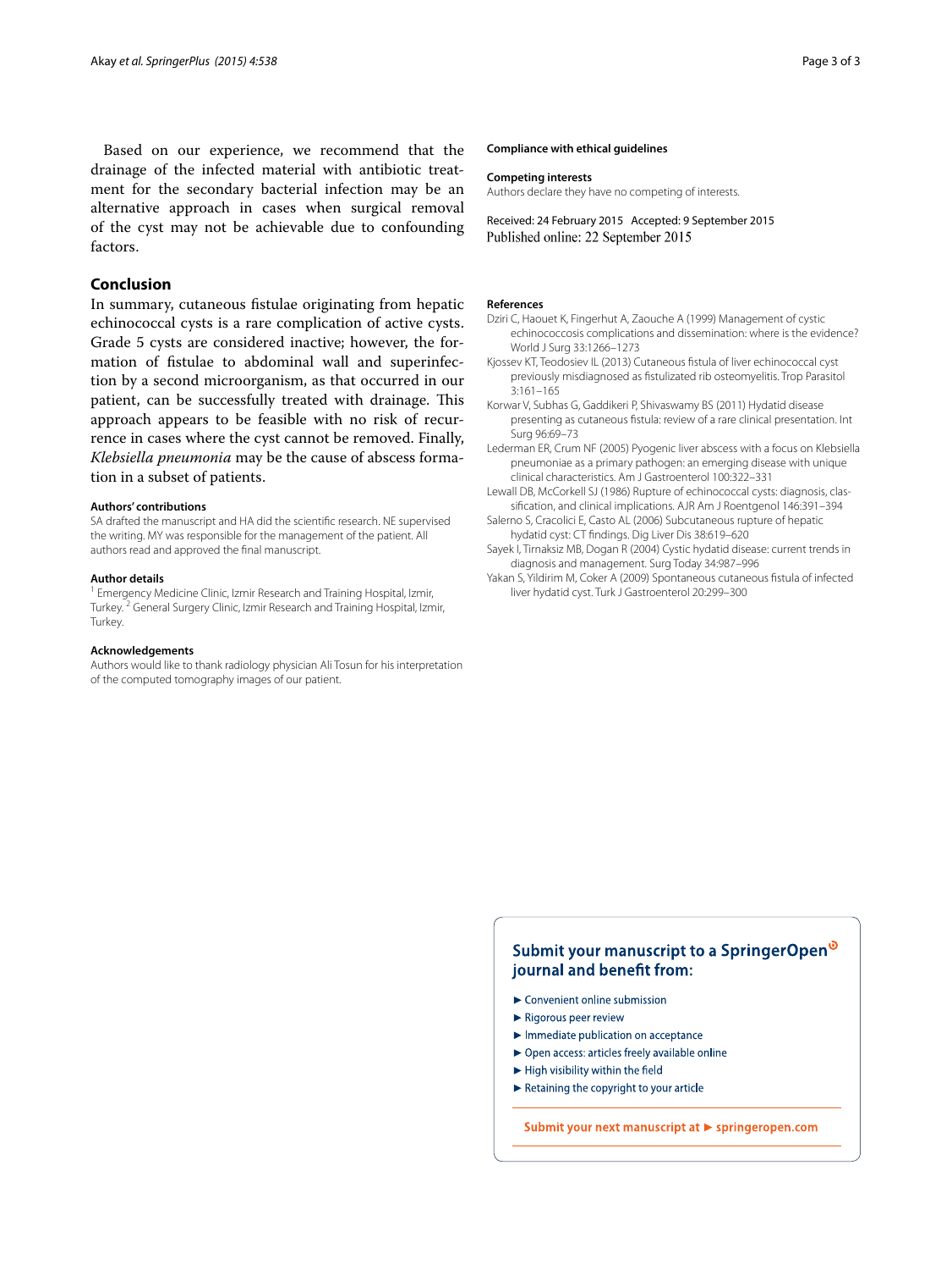Based on our experience, we recommend that the drainage of the infected material with antibiotic treatment for the secondary bacterial infection may be an alternative approach in cases when surgical removal of the cyst may not be achievable due to confounding factors.

## Conclusion

In summary, cutaneous fistulae originating from hepatic echinococcal cysts is a rare complication of active cysts. Grade 5 cysts are considered inactive; however, the formation of fistulae to abdominal wall and superinfection by a second microorganism, as that occurred in our patient, can be successfully treated with drainage. This approach appears to be feasible with no risk of recurrence in cases where the cyst cannot be removed. Finally, *Klebsiella pneumonia* may be the cause of abscess formation in a subset of patients.

### Authors' contributions

SA drafted the manuscript and HA did the scientific research. NE supervised the writing. MY was responsible for the management of the patient. All authors read and approved the final manuscript.

### Author details

[1] Emergency Medicine Clinic, Izmir Research and Training Hospital, Izmir, Turkey. [2] General Surgery Clinic, Izmir Research and Training Hospital, Izmir, Turkey.

### Acknowledgements

Authors would like to thank radiology physician Ali Tosun for his interpretation of the computed tomography images of our patient.

### Compliance with ethical guidelines

**Competing interests**

Authors declare they have no competing of interests.

Received: 24 February 2015 Accepted: 9 September 2015
Published online: 22 September 2015

### References

Dziri C, Haouet K, Fingerhut A, Zaouche A (1999) Management of cystic echinococcosis complications and dissemination: where is the evidence? World J Surg 33:1266–1273

Kjossev KT, Teodosiev IL (2013) Cutaneous fistula of liver echinococcal cyst previously misdiagnosed as fistulized rib osteomyelitis. Trop Parasitol 3:161–165

Korwar V, Subhas G, Gaddikeri P, Shivaswamy BS (2011) Hydatid disease presenting as cutaneous fistula: review of a rare clinical presentation. Int Surg 96:69–73

Lederman ER, Crum NF (2005) Pyogenic liver abscess with a focus on Klebsiella pneumoniae as a primary pathogen: an emerging disease with unique clinical characteristics. Am J Gastroenterol 100:322–331

Lewall DB, McCorkell SJ (1986) Rupture of echinococcal cysts: diagnosis, classification, and clinical implications. AJR Am J Roentgenol 146:391–394

Salerno S, Cracolici E, Casto AL (2006) Subcutaneous rupture of hepatic hydatid cyst: CT findings. Dig Liver Dis 38:619–620

Sayek I, Tirnaksiz MB, Dogan R (2004) Cystic hydatid disease: current trends in diagnosis and management. Surg Today 34:987–996

Yakan S, Yildirim M, Coker A (2009) Spontaneous cutaneous fistula of infected liver hydatid cyst. Turk J Gastroenterol 20:299–300

**Submit your manuscript to a SpringerOpen journal and benefit from:**

- Convenient online submission
- Rigorous peer review
- Immediate publication on acceptance
- Open access: articles freely available online
- High visibility within the field
- Retaining the copyright to your article

**Submit your next manuscript at ▶ springeropen.com**